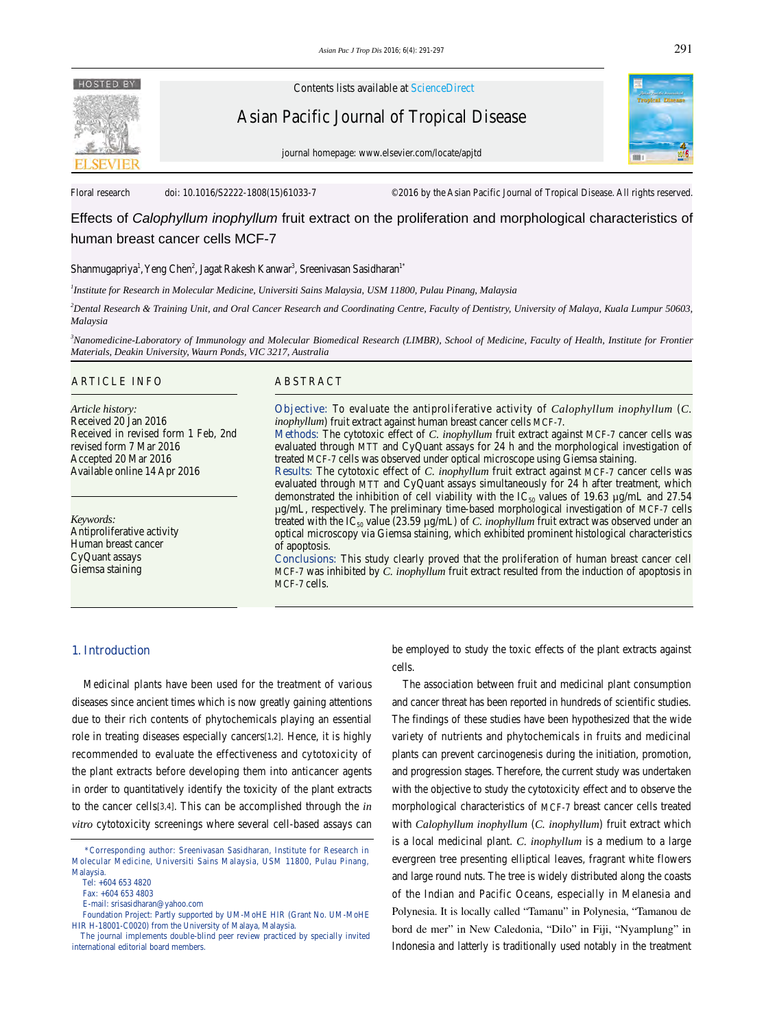Contents lists available at ScienceDirect

Asian Pacific Journal of Tropical Disease

journal homepage: www.elsevier.com/locate/apjtd

Floral research doi: 10.1016/S2222-1808(15)61033-7 ©2016 by the Asian Pacific Journal of Tropical Disease. All rights reserved.

# Effects of *Calophyllum inophyllum* fruit extract on the proliferation and morphological characteristics of human breast cancer cells MCF-7

Shanmugapriya[1], Yeng Chen[2], Jagat Rakesh Kanwar[3], Sreenivasan Sasidharan[1*]

[1]*Institute for Research in Molecular Medicine, Universiti Sains Malaysia, USM 11800, Pulau Pinang, Malaysia*

[2]*Dental Research & Training Unit, and Oral Cancer Research and Coordinating Centre, Faculty of Dentistry, University of Malaya, Kuala Lumpur 50603, Malaysia*

[3]*Nanomedicine-Laboratory of Immunology and Molecular Biomedical Research (LIMBR), School of Medicine, Faculty of Health, Institute for Frontier Materials, Deakin University, Waurn Ponds, VIC 3217, Australia*

## ARTICLE INFO

*Article history:*
Received 20 Jan 2016
Received in revised form 1 Feb, 2nd revised form 7 Mar 2016
Accepted 20 Mar 2016
Available online 14 Apr 2016

*Keywords:*
Antiproliferative activity
Human breast cancer
CyQuant assays
Giemsa staining

## ABSTRACT

**Objective:** To evaluate the antiproliferative activity of *Calophyllum inophyllum* (*C. inophyllum*) fruit extract against human breast cancer cells MCF-7.

**Methods:** The cytotoxic effect of *C. inophyllum* fruit extract against MCF-7 cancer cells was evaluated through MTT and CyQuant assays for 24 h and the morphological investigation of treated MCF-7 cells was observed under optical microscope using Giemsa staining.

**Results:** The cytotoxic effect of *C. inophyllum* fruit extract against MCF-7 cancer cells was evaluated through MTT and CyQuant assays simultaneously for 24 h after treatment, which demonstrated the inhibition of cell viability with the $IC_{50}$ values of 19.63 µg/mL and 27.54 µg/mL, respectively. The preliminary time-based morphological investigation of MCF-7 cells treated with the $IC_{50}$ value (23.59 µg/mL) of *C. inophyllum* fruit extract was observed under an optical microscopy via Giemsa staining, which exhibited prominent histological characteristics of apoptosis.

**Conclusions:** This study clearly proved that the proliferation of human breast cancer cell MCF-7 was inhibited by *C. inophyllum* fruit extract resulted from the induction of apoptosis in MCF-7 cells.

## 1. Introduction

Medicinal plants have been used for the treatment of various diseases since ancient times which is now greatly gaining attentions due to their rich contents of phytochemicals playing an essential role in treating diseases especially cancers[1,2]. Hence, it is highly recommended to evaluate the effectiveness and cytotoxicity of the plant extracts before developing them into anticancer agents in order to quantitatively identify the toxicity of the plant extracts to the cancer cells[3,4]. This can be accomplished through the *in vitro* cytotoxicity screenings where several cell-based assays can be employed to study the toxic effects of the plant extracts against cells.

The association between fruit and medicinal plant consumption and cancer threat has been reported in hundreds of scientific studies. The findings of these studies have been hypothesized that the wide variety of nutrients and phytochemicals in fruits and medicinal plants can prevent carcinogenesis during the initiation, promotion, and progression stages. Therefore, the current study was undertaken with the objective to study the cytotoxicity effect and to observe the morphological characteristics of MCF-7 breast cancer cells treated with *Calophyllum inophyllum* (*C. inophyllum*) fruit extract which is a local medicinal plant. *C. inophyllum* is a medium to a large evergreen tree presenting elliptical leaves, fragrant white flowers and large round nuts. The tree is widely distributed along the coasts of the Indian and Pacific Oceans, especially in Melanesia and Polynesia. It is locally called "Tamanu" in Polynesia, "Tamanou de bord de mer" in New Caledonia, "Dilo" in Fiji, "Nyamplung" in Indonesia and latterly is traditionally used notably in the treatment

\*Corresponding author: Sreenivasan Sasidharan, Institute for Research in Molecular Medicine, Universiti Sains Malaysia, USM 11800, Pulau Pinang, Malaysia.
Tel: +604 653 4820
Fax: +604 653 4803
E-mail: srisasidharan@yahoo.com
Foundation Project: Partly supported by UM-MoHE HIR (Grant No. UM-MoHE HIR H-18001-C0020) from the University of Malaya, Malaysia.
The journal implements double-blind peer review practiced by specially invited international editorial board members.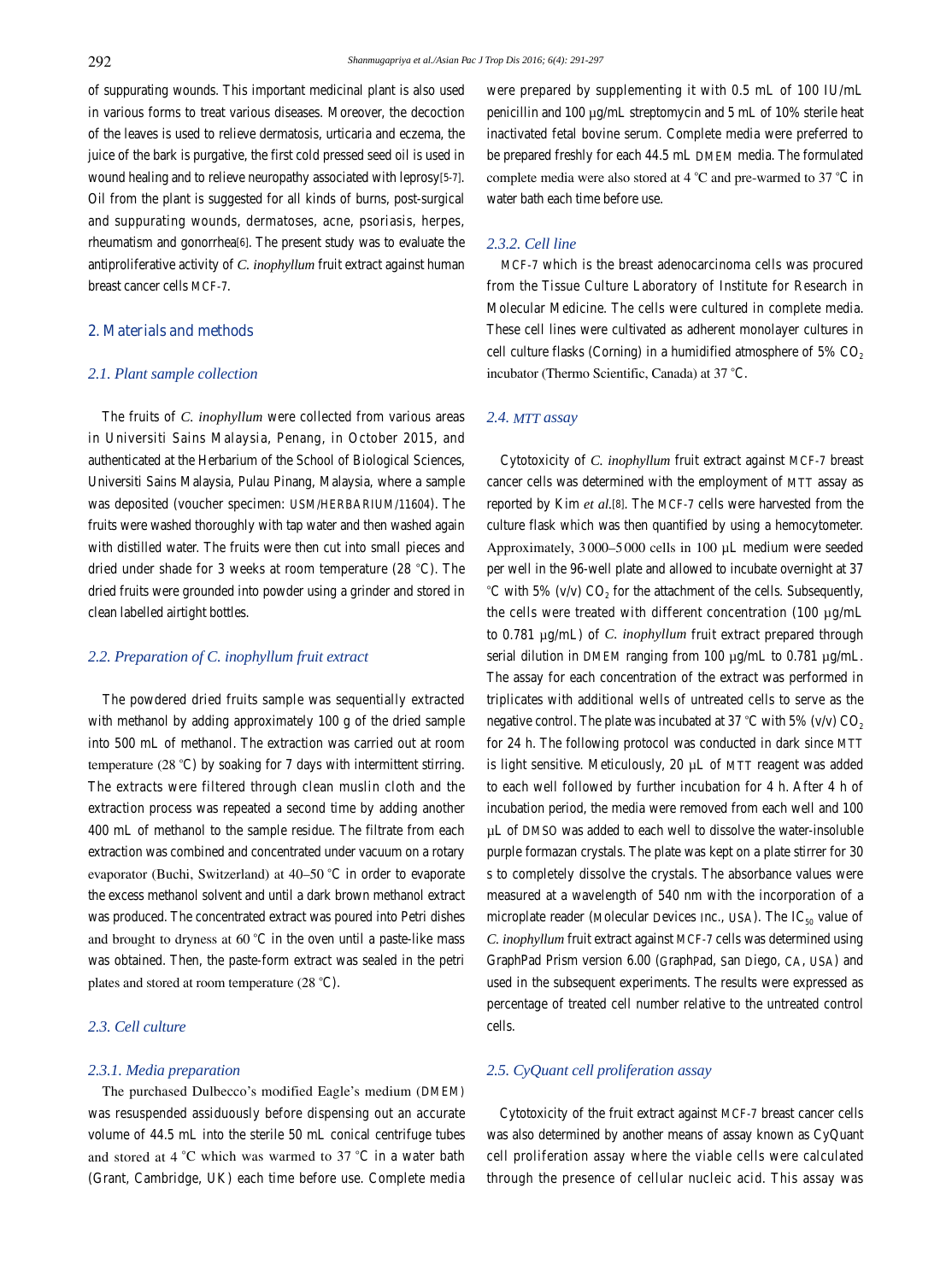of suppurating wounds. This important medicinal plant is also used in various forms to treat various diseases. Moreover, the decoction of the leaves is used to relieve dermatosis, urticaria and eczema, the juice of the bark is purgative, the first cold pressed seed oil is used in wound healing and to relieve neuropathy associated with leprosy[5-7]. Oil from the plant is suggested for all kinds of burns, post-surgical and suppurating wounds, dermatoses, acne, psoriasis, herpes, rheumatism and gonorrhea[6]. The present study was to evaluate the antiproliferative activity of *C. inophyllum* fruit extract against human breast cancer cells MCF-7.

## 2. Materials and methods

### 2.1. Plant sample collection

The fruits of *C. inophyllum* were collected from various areas in Universiti Sains Malaysia, Penang, in October 2015, and authenticated at the Herbarium of the School of Biological Sciences, Universiti Sains Malaysia, Pulau Pinang, Malaysia, where a sample was deposited (voucher specimen: USM/HERBARIUM/11604). The fruits were washed thoroughly with tap water and then washed again with distilled water. The fruits were then cut into small pieces and dried under shade for 3 weeks at room temperature (28 °C). The dried fruits were grounded into powder using a grinder and stored in clean labelled airtight bottles.

### 2.2. Preparation of C. inophyllum fruit extract

The powdered dried fruits sample was sequentially extracted with methanol by adding approximately 100 g of the dried sample into 500 mL of methanol. The extraction was carried out at room temperature (28 °C) by soaking for 7 days with intermittent stirring. The extracts were filtered through clean muslin cloth and the extraction process was repeated a second time by adding another 400 mL of methanol to the sample residue. The filtrate from each extraction was combined and concentrated under vacuum on a rotary evaporator (Buchi, Switzerland) at 40–50 °C in order to evaporate the excess methanol solvent and until a dark brown methanol extract was produced. The concentrated extract was poured into Petri dishes and brought to dryness at 60 °C in the oven until a paste-like mass was obtained. Then, the paste-form extract was sealed in the petri plates and stored at room temperature (28 °C).

### 2.3. Cell culture

#### 2.3.1. Media preparation

The purchased Dulbecco's modified Eagle's medium (DMEM) was resuspended assiduously before dispensing out an accurate volume of 44.5 mL into the sterile 50 mL conical centrifuge tubes and stored at 4 °C which was warmed to 37 °C in a water bath (Grant, Cambridge, UK) each time before use. Complete media were prepared by supplementing it with 0.5 mL of 100 IU/mL penicillin and 100 µg/mL streptomycin and 5 mL of 10% sterile heat inactivated fetal bovine serum. Complete media were preferred to be prepared freshly for each 44.5 mL DMEM media. The formulated complete media were also stored at 4 °C and pre-warmed to 37 °C in water bath each time before use.

#### 2.3.2. Cell line

MCF-7 which is the breast adenocarcinoma cells was procured from the Tissue Culture Laboratory of Institute for Research in Molecular Medicine. The cells were cultured in complete media. These cell lines were cultivated as adherent monolayer cultures in cell culture flasks (Corning) in a humidified atmosphere of 5% $CO_2$ incubator (Thermo Scientific, Canada) at 37 °C.

### 2.4. MTT assay

Cytotoxicity of *C. inophyllum* fruit extract against MCF-7 breast cancer cells was determined with the employment of MTT assay as reported by Kim *et al.*[8]. The MCF-7 cells were harvested from the culture flask which was then quantified by using a hemocytometer. Approximately, 3000–5000 cells in 100 µL medium were seeded per well in the 96-well plate and allowed to incubate overnight at 37 °C with 5% (v/v) $CO_2$ for the attachment of the cells. Subsequently, the cells were treated with different concentration (100 µg/mL to 0.781 µg/mL) of *C. inophyllum* fruit extract prepared through serial dilution in DMEM ranging from 100 µg/mL to 0.781 µg/mL. The assay for each concentration of the extract was performed in triplicates with additional wells of untreated cells to serve as the negative control. The plate was incubated at 37 °C with 5% (v/v) $CO_2$ for 24 h. The following protocol was conducted in dark since MTT is light sensitive. Meticulously, 20 µL of MTT reagent was added to each well followed by further incubation for 4 h. After 4 h of incubation period, the media were removed from each well and 100 µL of DMSO was added to each well to dissolve the water-insoluble purple formazan crystals. The plate was kept on a plate stirrer for 30 s to completely dissolve the crystals. The absorbance values were measured at a wavelength of 540 nm with the incorporation of a microplate reader (Molecular Devices Inc., USA). The $IC_{50}$ value of *C. inophyllum* fruit extract against MCF-7 cells was determined using GraphPad Prism version 6.00 (GraphPad, San Diego, CA, USA) and used in the subsequent experiments. The results were expressed as percentage of treated cell number relative to the untreated control cells.

### 2.5. CyQuant cell proliferation assay

Cytotoxicity of the fruit extract against MCF-7 breast cancer cells was also determined by another means of assay known as CyQuant cell proliferation assay where the viable cells were calculated through the presence of cellular nucleic acid. This assay was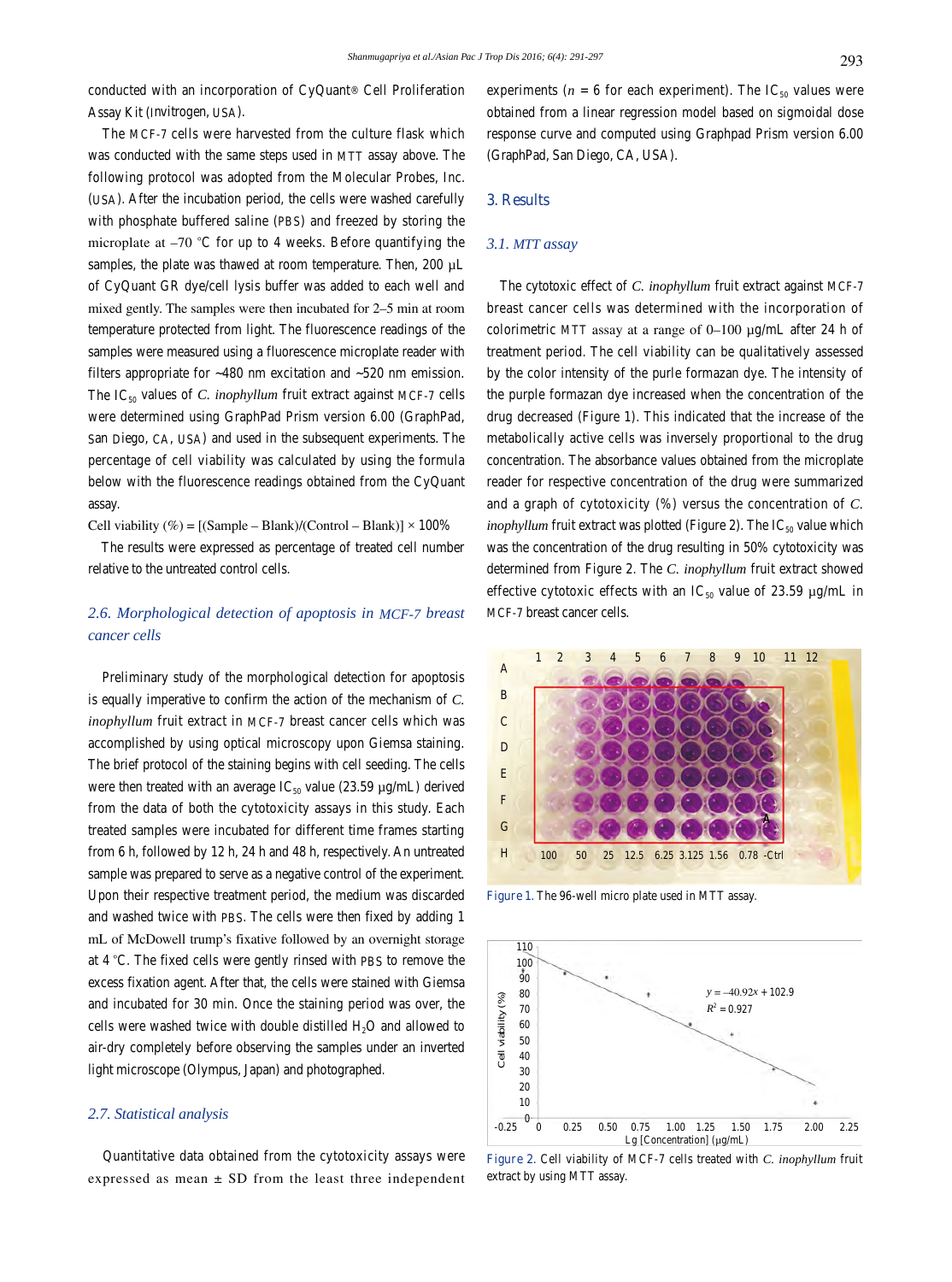conducted with an incorporation of CyQuant® Cell Proliferation Assay Kit (Invitrogen, USA).

The MCF-7 cells were harvested from the culture flask which was conducted with the same steps used in MTT assay above. The following protocol was adopted from the Molecular Probes, Inc. (USA). After the incubation period, the cells were washed carefully with phosphate buffered saline (PBS) and freezed by storing the microplate at –70 °C for up to 4 weeks. Before quantifying the samples, the plate was thawed at room temperature. Then, 200 µL of CyQuant GR dye/cell lysis buffer was added to each well and mixed gently. The samples were then incubated for 2–5 min at room temperature protected from light. The fluorescence readings of the samples were measured using a fluorescence microplate reader with filters appropriate for ~480 nm excitation and ~520 nm emission. The $IC_{50}$ values of *C. inophyllum* fruit extract against MCF-7 cells were determined using GraphPad Prism version 6.00 (GraphPad, San Diego, CA, USA) and used in the subsequent experiments. The percentage of cell viability was calculated by using the formula below with the fluorescence readings obtained from the CyQuant assay.

Cell viability (%) = [(Sample – Blank)/(Control – Blank)] × 100%

The results were expressed as percentage of treated cell number relative to the untreated control cells.

### 2.6. Morphological detection of apoptosis in MCF-7 breast cancer cells

Preliminary study of the morphological detection for apoptosis is equally imperative to confirm the action of the mechanism of *C. inophyllum* fruit extract in MCF-7 breast cancer cells which was accomplished by using optical microscopy upon Giemsa staining. The brief protocol of the staining begins with cell seeding. The cells were then treated with an average $IC_{50}$ value (23.59 µg/mL) derived from the data of both the cytotoxicity assays in this study. Each treated samples were incubated for different time frames starting from 6 h, followed by 12 h, 24 h and 48 h, respectively. An untreated sample was prepared to serve as a negative control of the experiment. Upon their respective treatment period, the medium was discarded and washed twice with PBS. The cells were then fixed by adding 1 mL of McDowell trump's fixative followed by an overnight storage at 4 °C. The fixed cells were gently rinsed with PBS to remove the excess fixation agent. After that, the cells were stained with Giemsa and incubated for 30 min. Once the staining period was over, the cells were washed twice with double distilled $H_2O$ and allowed to air-dry completely before observing the samples under an inverted light microscope (Olympus, Japan) and photographed.

### 2.7. Statistical analysis

Quantitative data obtained from the cytotoxicity assays were expressed as mean ± SD from the least three independent experiments ($n$ = 6 for each experiment). The $IC_{50}$ values were obtained from a linear regression model based on sigmoidal dose response curve and computed using Graphpad Prism version 6.00 (GraphPad, San Diego, CA, USA).

## 3. Results

### 3.1. MTT assay

The cytotoxic effect of *C. inophyllum* fruit extract against MCF-7 breast cancer cells was determined with the incorporation of colorimetric MTT assay at a range of 0–100 µg/mL after 24 h of treatment period. The cell viability can be qualitatively assessed by the color intensity of the purle formazan dye. The intensity of the purple formazan dye increased when the concentration of the drug decreased (Figure 1). This indicated that the increase of the metabolically active cells was inversely proportional to the drug concentration. The absorbance values obtained from the microplate reader for respective concentration of the drug were summarized and a graph of cytotoxicity (%) versus the concentration of *C. inophyllum* fruit extract was plotted (Figure 2). The $IC_{50}$ value which was the concentration of the drug resulting in 50% cytotoxicity was determined from Figure 2. The *C. inophyllum* fruit extract showed effective cytotoxic effects with an $IC_{50}$ value of 23.59 µg/mL in MCF-7 breast cancer cells.

Figure 1. The 96-well micro plate used in MTT assay.

Figure 2. Cell viability of MCF-7 cells treated with *C. inophyllum* fruit extract by using MTT assay.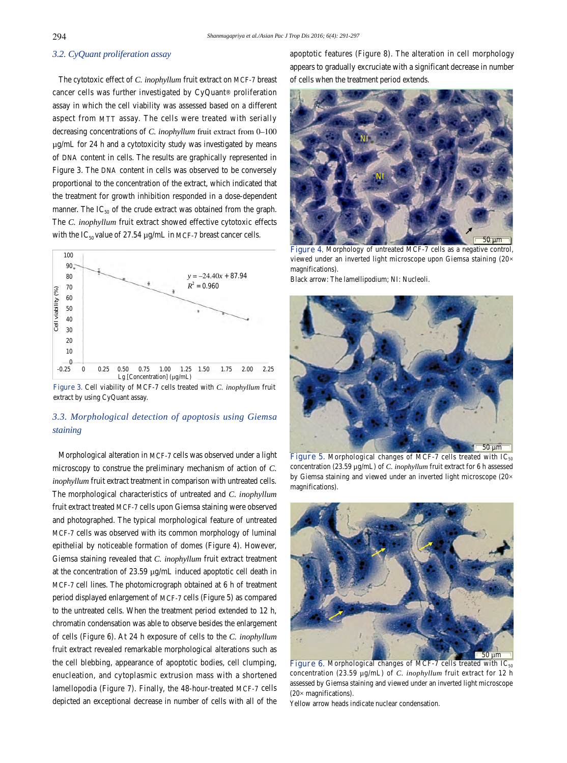### 3.2. CyQuant proliferation assay

The cytotoxic effect of *C. inophyllum* fruit extract on MCF-7 breast cancer cells was further investigated by CyQuant® proliferation assay in which the cell viability was assessed based on a different aspect from MTT assay. The cells were treated with serially decreasing concentrations of *C. inophyllum* fruit extract from 0–100 μg/mL for 24 h and a cytotoxicity study was investigated by means of DNA content in cells. The results are graphically represented in Figure 3. The DNA content in cells was observed to be conversely proportional to the concentration of the extract, which indicated that the treatment for growth inhibition responded in a dose-dependent manner. The $IC_{50}$ of the crude extract was obtained from the graph. The *C. inophyllum* fruit extract showed effective cytotoxic effects with the $IC_{50}$ value of 27.54 μg/mL in MCF-7 breast cancer cells.

Figure 3. Cell viability of MCF-7 cells treated with *C. inophyllum* fruit extract by using CyQuant assay.

### 3.3. Morphological detection of apoptosis using Giemsa staining

Morphological alteration in MCF-7 cells was observed under a light microscopy to construe the preliminary mechanism of action of *C. inophyllum* fruit extract treatment in comparison with untreated cells. The morphological characteristics of untreated and *C. inophyllum* fruit extract treated MCF-7 cells upon Giemsa staining were observed and photographed. The typical morphological feature of untreated MCF-7 cells was observed with its common morphology of luminal epithelial by noticeable formation of domes (Figure 4). However, Giemsa staining revealed that *C. inophyllum* fruit extract treatment at the concentration of 23.59 μg/mL induced apoptotic cell death in MCF-7 cell lines. The photomicrograph obtained at 6 h of treatment period displayed enlargement of MCF-7 cells (Figure 5) as compared to the untreated cells. When the treatment period extended to 12 h, chromatin condensation was able to observe besides the enlargement of cells (Figure 6). At 24 h exposure of cells to the *C. inophyllum* fruit extract revealed remarkable morphological alterations such as the cell blebbing, appearance of apoptotic bodies, cell clumping, enucleation, and cytoplasmic extrusion mass with a shortened lamellopodia (Figure 7). Finally, the 48-hour-treated MCF-7 cells depicted an exceptional decrease in number of cells with all of the apoptotic features (Figure 8). The alteration in cell morphology appears to gradually excruciate with a significant decrease in number of cells when the treatment period extends.

Figure 4. Morphology of untreated MCF-7 cells as a negative control, viewed under an inverted light microscope upon Giemsa staining (20× magnifications).
Black arrow: The lamellipodium; NI: Nucleoli.

Figure 5. Morphological changes of MCF-7 cells treated with $IC_{50}$ concentration (23.59 μg/mL) of *C. inophyllum* fruit extract for 6 h assessed by Giemsa staining and viewed under an inverted light microscope (20× magnifications).

Figure 6. Morphological changes of MCF-7 cells treated with $IC_{50}$ concentration (23.59 μg/mL) of *C. inophyllum* fruit extract for 12 h assessed by Giemsa staining and viewed under an inverted light microscope (20× magnifications).
Yellow arrow heads indicate nuclear condensation.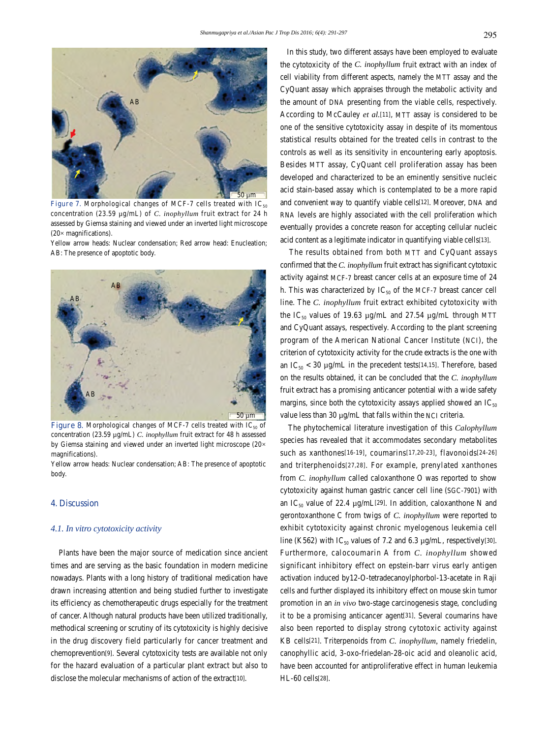Figure 7. Morphological changes of MCF-7 cells treated with $IC_{50}$ concentration (23.59 μg/mL) of *C. inophyllum* fruit extract for 24 h assessed by Giemsa staining and viewed under an inverted light microscope (20× magnifications).

Yellow arrow heads: Nuclear condensation; Red arrow head: Enucleation; AB: The presence of apoptotic body.

Figure 8. Morphological changes of MCF-7 cells treated with $IC_{50}$ of concentration (23.59 μg/mL) *C. inophyllum* fruit extract for 48 h assessed by Giemsa staining and viewed under an inverted light microscope (20× magnifications).

Yellow arrow heads: Nuclear condensation; AB: The presence of apoptotic body.

## 4. Discussion

### *4.1. In vitro cytotoxicity activity*

Plants have been the major source of medication since ancient times and are serving as the basic foundation in modern medicine nowadays. Plants with a long history of traditional medication have drawn increasing attention and being studied further to investigate its efficiency as chemotherapeutic drugs especially for the treatment of cancer. Although natural products have been utilized traditionally, methodical screening or scrutiny of its cytotoxicity is highly decisive in the drug discovery field particularly for cancer treatment and chemoprevention[9]. Several cytotoxicity tests are available not only for the hazard evaluation of a particular plant extract but also to disclose the molecular mechanisms of action of the extract[10].

In this study, two different assays have been employed to evaluate the cytotoxicity of the *C. inophyllum* fruit extract with an index of cell viability from different aspects, namely the MTT assay and the CyQuant assay which appraises through the metabolic activity and the amount of DNA presenting from the viable cells, respectively. According to McCauley *et al.*[11], MTT assay is considered to be one of the sensitive cytotoxicity assay in despite of its momentous statistical results obtained for the treated cells in contrast to the controls as well as its sensitivity in encountering early apoptosis. Besides MTT assay, CyQuant cell proliferation assay has been developed and characterized to be an eminently sensitive nucleic acid stain-based assay which is contemplated to be a more rapid and convenient way to quantify viable cells[12]. Moreover, DNA and RNA levels are highly associated with the cell proliferation which eventually provides a concrete reason for accepting cellular nucleic acid content as a legitimate indicator in quantifying viable cells[13].

The results obtained from both MTT and CyQuant assays confirmed that the *C. inophyllum* fruit extract has significant cytotoxic activity against MCF-7 breast cancer cells at an exposure time of 24 h. This was characterized by $IC_{50}$ of the MCF-7 breast cancer cell line. The *C. inophyllum* fruit extract exhibited cytotoxicity with the $IC_{50}$ values of 19.63 μg/mL and 27.54 μg/mL through MTT and CyQuant assays, respectively. According to the plant screening program of the American National Cancer Institute (NCI), the criterion of cytotoxicity activity for the crude extracts is the one with an $IC_{50}$ < 30 μg/mL in the precedent tests[14,15]. Therefore, based on the results obtained, it can be concluded that the *C. inophyllum* fruit extract has a promising anticancer potential with a wide safety margins, since both the cytotoxicity assays applied showed an $IC_{50}$ value less than 30 μg/mL that falls within the NCI criteria.

The phytochemical literature investigation of this *Calophyllum* species has revealed that it accommodates secondary metabolites such as xanthones[16-19], coumarins[17,20-23], flavonoids[24-26] and triterphenoids[27,28]. For example, prenylated xanthones from *C. inophyllum* called caloxanthone O was reported to show cytotoxicity against human gastric cancer cell line (SGC-7901) with an $IC_{50}$ value of 22.4 μg/mL[29]. In addition, caloxanthone N and gerontoxanthone C from twigs of *C. inophyllum* were reported to exhibit cytotoxicity against chronic myelogenous leukemia cell line (K562) with $IC_{50}$ values of 7.2 and 6.3 μg/mL, respectively[30]. Furthermore, calocoumarin A from *C. inophyllum* showed significant inhibitory effect on epstein-barr virus early antigen activation induced by12-O-tetradecanoylphorbol-13-acetate in Raji cells and further displayed its inhibitory effect on mouse skin tumor promotion in an *in vivo* two-stage carcinogenesis stage, concluding it to be a promising anticancer agent[31]. Several coumarins have also been reported to display strong cytotoxic activity against KB cells[21]. Triterpenoids from *C. inophyllum*, namely friedelin, canophyllic acid, 3-oxo-friedelan-28-oic acid and oleanolic acid, have been accounted for antiproliferative effect in human leukemia HL-60 cells[28].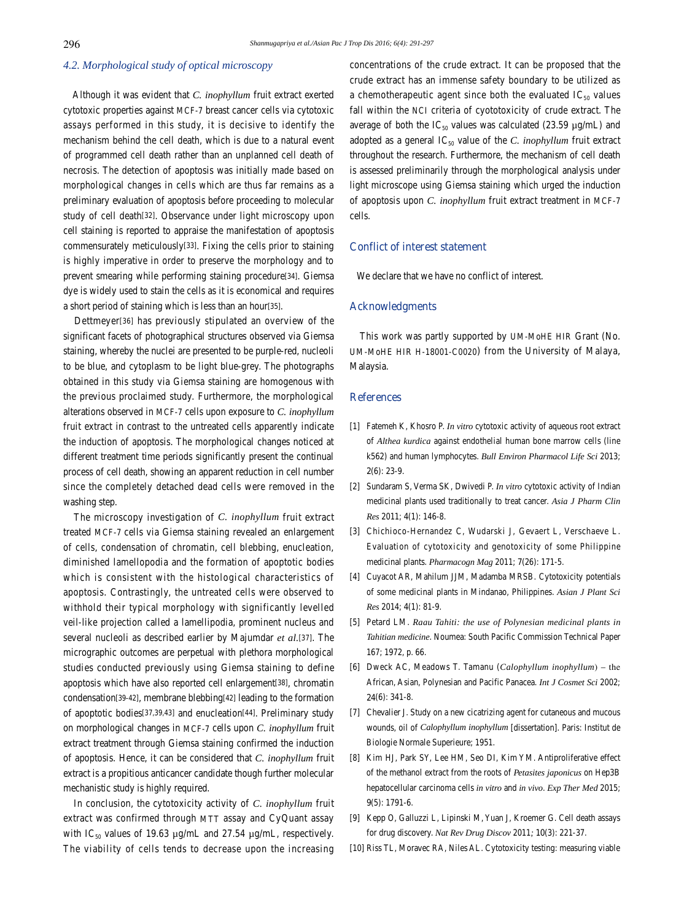### 4.2. Morphological study of optical microscopy

Although it was evident that *C. inophyllum* fruit extract exerted cytotoxic properties against MCF-7 breast cancer cells via cytotoxic assays performed in this study, it is decisive to identify the mechanism behind the cell death, which is due to a natural event of programmed cell death rather than an unplanned cell death of necrosis. The detection of apoptosis was initially made based on morphological changes in cells which are thus far remains as a preliminary evaluation of apoptosis before proceeding to molecular study of cell death[32]. Observance under light microscopy upon cell staining is reported to appraise the manifestation of apoptosis commensurately meticulously[33]. Fixing the cells prior to staining is highly imperative in order to preserve the morphology and to prevent smearing while performing staining procedure[34]. Giemsa dye is widely used to stain the cells as it is economical and requires a short period of staining which is less than an hour[35].

Dettmeyer[36] has previously stipulated an overview of the significant facets of photographical structures observed via Giemsa staining, whereby the nuclei are presented to be purple-red, nucleoli to be blue, and cytoplasm to be light blue-grey. The photographs obtained in this study via Giemsa staining are homogenous with the previous proclaimed study. Furthermore, the morphological alterations observed in MCF-7 cells upon exposure to *C. inophyllum* fruit extract in contrast to the untreated cells apparently indicate the induction of apoptosis. The morphological changes noticed at different treatment time periods significantly present the continual process of cell death, showing an apparent reduction in cell number since the completely detached dead cells were removed in the washing step.

The microscopy investigation of *C. inophyllum* fruit extract treated MCF-7 cells via Giemsa staining revealed an enlargement of cells, condensation of chromatin, cell blebbing, enucleation, diminished lamellopodia and the formation of apoptotic bodies which is consistent with the histological characteristics of apoptosis. Contrastingly, the untreated cells were observed to withhold their typical morphology with significantly levelled veil-like projection called a lamellipodia, prominent nucleus and several nucleoli as described earlier by Majumdar *et al*.[37]. The micrographic outcomes are perpetual with plethora morphological studies conducted previously using Giemsa staining to define apoptosis which have also reported cell enlargement[38], chromatin condensation[39-42], membrane blebbing[42] leading to the formation of apoptotic bodies[37,39,43] and enucleation[44]. Preliminary study on morphological changes in MCF-7 cells upon *C. inophyllum* fruit extract treatment through Giemsa staining confirmed the induction of apoptosis. Hence, it can be considered that *C. inophyllum* fruit extract is a propitious anticancer candidate though further molecular mechanistic study is highly required.

In conclusion, the cytotoxicity activity of *C. inophyllum* fruit extract was confirmed through MTT assay and CyQuant assay with $IC_{50}$ values of 19.63 μg/mL and 27.54 μg/mL, respectively. The viability of cells tends to decrease upon the increasing concentrations of the crude extract. It can be proposed that the crude extract has an immense safety boundary to be utilized as a chemotherapeutic agent since both the evaluated $IC_{50}$ values fall within the NCI criteria of cyototoxicity of crude extract. The average of both the $IC_{50}$ values was calculated (23.59 μg/mL) and adopted as a general $IC_{50}$ value of the *C. inophyllum* fruit extract throughout the research. Furthermore, the mechanism of cell death is assessed preliminarily through the morphological analysis under light microscope using Giemsa staining which urged the induction of apoptosis upon *C. inophyllum* fruit extract treatment in MCF-7 cells.

## Conflict of interest statement

We declare that we have no conflict of interest.

## Acknowledgments

This work was partly supported by UM-MoHE HIR Grant (No. UM-MoHE HIR H-18001-C0020) from the University of Malaya, Malaysia.

## References

[1] Fatemeh K, Khosro P. *In vitro* cytotoxic activity of aqueous root extract of *Althea kurdica* against endothelial human bone marrow cells (line k562) and human lymphocytes. *Bull Environ Pharmacol Life Sci* 2013; 2(6): 23-9.

[2] Sundaram S, Verma SK, Dwivedi P. *In vitro* cytotoxic activity of Indian medicinal plants used traditionally to treat cancer. *Asia J Pharm Clin Res* 2011; 4(1): 146-8.

[3] Chichioco-Hernandez C, Wudarski J, Gevaert L, Verschaeve L. Evaluation of cytotoxicity and genotoxicity of some Philippine medicinal plants. *Pharmacogn Mag* 2011; 7(26): 171-5.

[4] Cuyacot AR, Mahilum JJM, Madamba MRSB. Cytotoxicity potentials of some medicinal plants in Mindanao, Philippines. *Asian J Plant Sci Res* 2014; 4(1): 81-9.

[5] Petard LM. *Raau Tahiti: the use of Polynesian medicinal plants in Tahitian medicine*. Noumea: South Pacific Commission Technical Paper 167; 1972, p. 66.

[6] Dweck AC, Meadows T. Tamanu (*Calophyllum inophyllum*) – the African, Asian, Polynesian and Pacific Panacea. *Int J Cosmet Sci* 2002; 24(6): 341-8.

[7] Chevalier J. Study on a new cicatrizing agent for cutaneous and mucous wounds, oil of *Calophyllum inophyllum* [dissertation]. Paris: Institut de Biologie Normale Superieure; 1951.

[8] Kim HJ, Park SY, Lee HM, Seo DI, Kim YM. Antiproliferative effect of the methanol extract from the roots of *Petasites japonicus* on Hep3B hepatocellular carcinoma cells *in vitro* and *in vivo*. *Exp Ther Med* 2015; 9(5): 1791-6.

[9] Kepp O, Galluzzi L, Lipinski M, Yuan J, Kroemer G. Cell death assays for drug discovery. *Nat Rev Drug Discov* 2011; 10(3): 221-37.

[10] Riss TL, Moravec RA, Niles AL. Cytotoxicity testing: measuring viable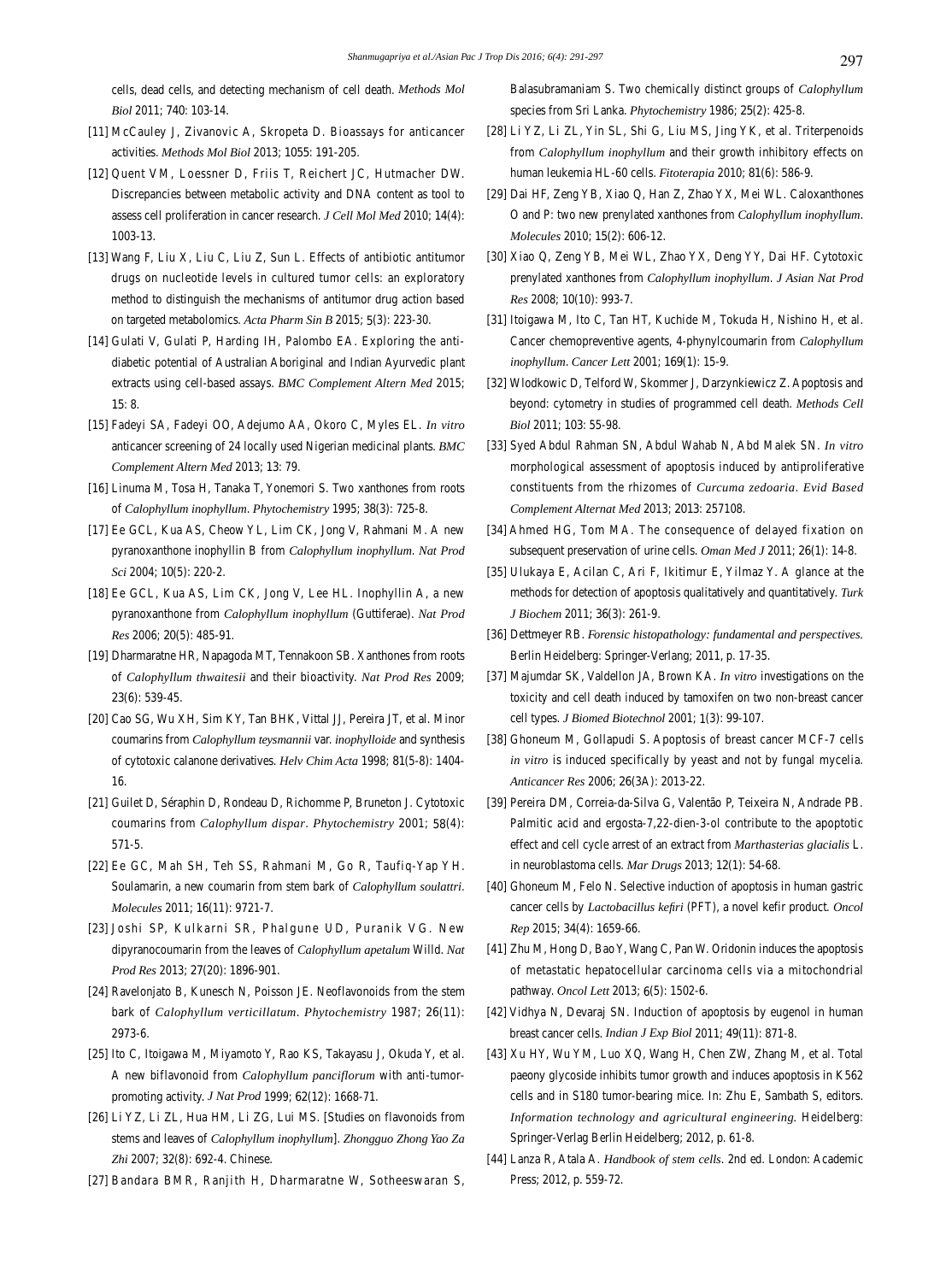cells, dead cells, and detecting mechanism of cell death. *Methods Mol Biol* 2011; 740: 103-14.

[11] McCauley J, Zivanovic A, Skropeta D. Bioassays for anticancer activities. *Methods Mol Biol* 2013; 1055: 191-205.

[12] Quent VM, Loessner D, Friis T, Reichert JC, Hutmacher DW. Discrepancies between metabolic activity and DNA content as tool to assess cell proliferation in cancer research. *J Cell Mol Med* 2010; 14(4): 1003-13.

[13] Wang F, Liu X, Liu C, Liu Z, Sun L. Effects of antibiotic antitumor drugs on nucleotide levels in cultured tumor cells: an exploratory method to distinguish the mechanisms of antitumor drug action based on targeted metabolomics. *Acta Pharm Sin B* 2015; 5(3): 223-30.

[14] Gulati V, Gulati P, Harding IH, Palombo EA. Exploring the anti-diabetic potential of Australian Aboriginal and Indian Ayurvedic plant extracts using cell-based assays. *BMC Complement Altern Med* 2015; 15: 8.

[15] Fadeyi SA, Fadeyi OO, Adejumo AA, Okoro C, Myles EL. *In vitro* anticancer screening of 24 locally used Nigerian medicinal plants. *BMC Complement Altern Med* 2013; 13: 79.

[16] Linuma M, Tosa H, Tanaka T, Yonemori S. Two xanthones from roots of *Calophyllum inophyllum*. *Phytochemistry* 1995; 38(3): 725-8.

[17] Ee GCL, Kua AS, Cheow YL, Lim CK, Jong V, Rahmani M. A new pyranoxanthone inophyllin B from *Calophyllum inophyllum*. *Nat Prod Sci* 2004; 10(5): 220-2.

[18] Ee GCL, Kua AS, Lim CK, Jong V, Lee HL. Inophyllin A, a new pyranoxanthone from *Calophyllum inophyllum* (Guttiferae). *Nat Prod Res* 2006; 20(5): 485-91.

[19] Dharmaratne HR, Napagoda MT, Tennakoon SB. Xanthones from roots of *Calophyllum thwaitesii* and their bioactivity. *Nat Prod Res* 2009; 23(6): 539-45.

[20] Cao SG, Wu XH, Sim KY, Tan BHK, Vittal JJ, Pereira JT, et al. Minor coumarins from *Calophyllum teysmannii* var. *inophylloide* and synthesis of cytotoxic calanone derivatives. *Helv Chim Acta* 1998; 81(5-8): 1404-16.

[21] Guilet D, Séraphin D, Rondeau D, Richomme P, Bruneton J. Cytotoxic coumarins from *Calophyllum dispar*. *Phytochemistry* 2001; 58(4): 571-5.

[22] Ee GC, Mah SH, Teh SS, Rahmani M, Go R, Taufiq-Yap YH. Soulamarin, a new coumarin from stem bark of *Calophyllum soulattri*. *Molecules* 2011; 16(11): 9721-7.

[23] Joshi SP, Kulkarni SR, Phalgune UD, Puranik VG. New dipyranocoumarin from the leaves of *Calophyllum apetalum* Willd. *Nat Prod Res* 2013; 27(20): 1896-901.

[24] Ravelonjato B, Kunesch N, Poisson JE. Neoflavonoids from the stem bark of *Calophyllum verticillatum*. *Phytochemistry* 1987; 26(11): 2973-6.

[25] Ito C, Itoigawa M, Miyamoto Y, Rao KS, Takayasu J, Okuda Y, et al. A new biflavonoid from *Calophyllum panciflorum* with anti-tumor-promoting activity. *J Nat Prod* 1999; 62(12): 1668-71.

[26] Li YZ, Li ZL, Hua HM, Li ZG, Lui MS. [Studies on flavonoids from stems and leaves of *Calophyllum inophyllum*]. *Zhongguo Zhong Yao Za Zhi* 2007; 32(8): 692-4. Chinese.

[27] Bandara BMR, Ranjith H, Dharmaratne W, Sotheeswaran S, Balasubramaniam S. Two chemically distinct groups of *Calophyllum* species from Sri Lanka. *Phytochemistry* 1986; 25(2): 425-8.

[28] Li YZ, Li ZL, Yin SL, Shi G, Liu MS, Jing YK, et al. Triterpenoids from *Calophyllum inophyllum* and their growth inhibitory effects on human leukemia HL-60 cells. *Fitoterapia* 2010; 81(6): 586-9.

[29] Dai HF, Zeng YB, Xiao Q, Han Z, Zhao YX, Mei WL. Caloxanthones O and P: two new prenylated xanthones from *Calophyllum inophyllum*. *Molecules* 2010; 15(2): 606-12.

[30] Xiao Q, Zeng YB, Mei WL, Zhao YX, Deng YY, Dai HF. Cytotoxic prenylated xanthones from *Calophyllum inophyllum*. *J Asian Nat Prod Res* 2008; 10(10): 993-7.

[31] Itoigawa M, Ito C, Tan HT, Kuchide M, Tokuda H, Nishino H, et al. Cancer chemopreventive agents, 4-phynylcoumarin from *Calophyllum inophyllum*. *Cancer Lett* 2001; 169(1): 15-9.

[32] Wlodkowic D, Telford W, Skommer J, Darzynkiewicz Z. Apoptosis and beyond: cytometry in studies of programmed cell death. *Methods Cell Biol* 2011; 103: 55-98.

[33] Syed Abdul Rahman SN, Abdul Wahab N, Abd Malek SN. *In vitro* morphological assessment of apoptosis induced by antiproliferative constituents from the rhizomes of *Curcuma zedoaria*. *Evid Based Complement Alternat Med* 2013; 2013: 257108.

[34] Ahmed HG, Tom MA. The consequence of delayed fixation on subsequent preservation of urine cells. *Oman Med J* 2011; 26(1): 14-8.

[35] Ulukaya E, Acilan C, Ari F, Ikitimur E, Yilmaz Y. A glance at the methods for detection of apoptosis qualitatively and quantitatively. *Turk J Biochem* 2011; 36(3): 261-9.

[36] Dettmeyer RB. *Forensic histopathology: fundamental and perspectives.* Berlin Heidelberg: Springer-Verlang; 2011, p. 17-35.

[37] Majumdar SK, Valdellon JA, Brown KA. *In vitro* investigations on the toxicity and cell death induced by tamoxifen on two non-breast cancer cell types. *J Biomed Biotechnol* 2001; 1(3): 99-107.

[38] Ghoneum M, Gollapudi S. Apoptosis of breast cancer MCF-7 cells *in vitro* is induced specifically by yeast and not by fungal mycelia. *Anticancer Res* 2006; 26(3A): 2013-22.

[39] Pereira DM, Correia-da-Silva G, Valentão P, Teixeira N, Andrade PB. Palmitic acid and ergosta-7,22-dien-3-ol contribute to the apoptotic effect and cell cycle arrest of an extract from *Marthasterias glacialis* L. in neuroblastoma cells. *Mar Drugs* 2013; 12(1): 54-68.

[40] Ghoneum M, Felo N. Selective induction of apoptosis in human gastric cancer cells by *Lactobacillus kefiri* (PFT), a novel kefir product. *Oncol Rep* 2015; 34(4): 1659-66.

[41] Zhu M, Hong D, Bao Y, Wang C, Pan W. Oridonin induces the apoptosis of metastatic hepatocellular carcinoma cells via a mitochondrial pathway. *Oncol Lett* 2013; 6(5): 1502-6.

[42] Vidhya N, Devaraj SN. Induction of apoptosis by eugenol in human breast cancer cells. *Indian J Exp Biol* 2011; 49(11): 871-8.

[43] Xu HY, Wu YM, Luo XQ, Wang H, Chen ZW, Zhang M, et al. Total paeony glycoside inhibits tumor growth and induces apoptosis in K562 cells and in S180 tumor-bearing mice. In: Zhu E, Sambath S, editors. *Information technology and agricultural engineering.* Heidelberg: Springer-Verlag Berlin Heidelberg; 2012, p. 61-8.

[44] Lanza R, Atala A. *Handbook of stem cells*. 2nd ed. London: Academic Press; 2012, p. 559-72.